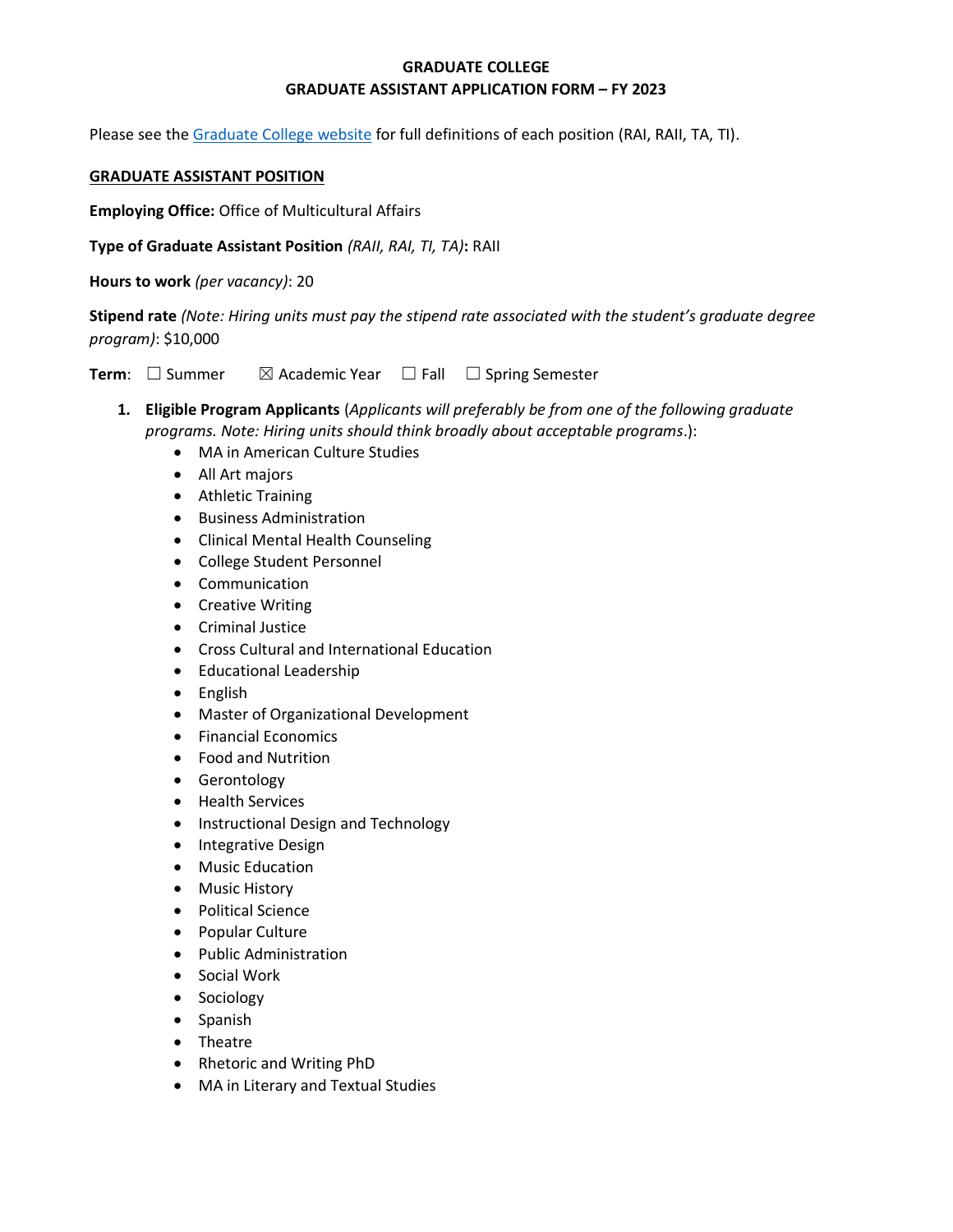# GRADUATE COLLEGE
## GRADUATE ASSISTANT APPLICATION FORM – FY 2023

Please see the [Graduate College website](#) for full definitions of each position (RAI, RAII, TA, TI).

**GRADUATE ASSISTANT POSITION**

**Employing Office:** Office of Multicultural Affairs

**Type of Graduate Assistant Position** *(RAII, RAI, TI, TA)***:** RAII

**Hours to work** *(per vacancy)*: 20

**Stipend rate** *(Note: Hiring units must pay the stipend rate associated with the student's graduate degree program)*: $10,000

**Term**: ☐ Summer ☒ Academic Year ☐ Fall ☐ Spring Semester

1. **Eligible Program Applicants** (*Applicants will preferably be from one of the following graduate programs. Note: Hiring units should think broadly about acceptable programs*.):
   - MA in American Culture Studies
   - All Art majors
   - Athletic Training
   - Business Administration
   - Clinical Mental Health Counseling
   - College Student Personnel
   - Communication
   - Creative Writing
   - Criminal Justice
   - Cross Cultural and International Education
   - Educational Leadership
   - English
   - Master of Organizational Development
   - Financial Economics
   - Food and Nutrition
   - Gerontology
   - Health Services
   - Instructional Design and Technology
   - Integrative Design
   - Music Education
   - Music History
   - Political Science
   - Popular Culture
   - Public Administration
   - Social Work
   - Sociology
   - Spanish
   - Theatre
   - Rhetoric and Writing PhD
   - MA in Literary and Textual Studies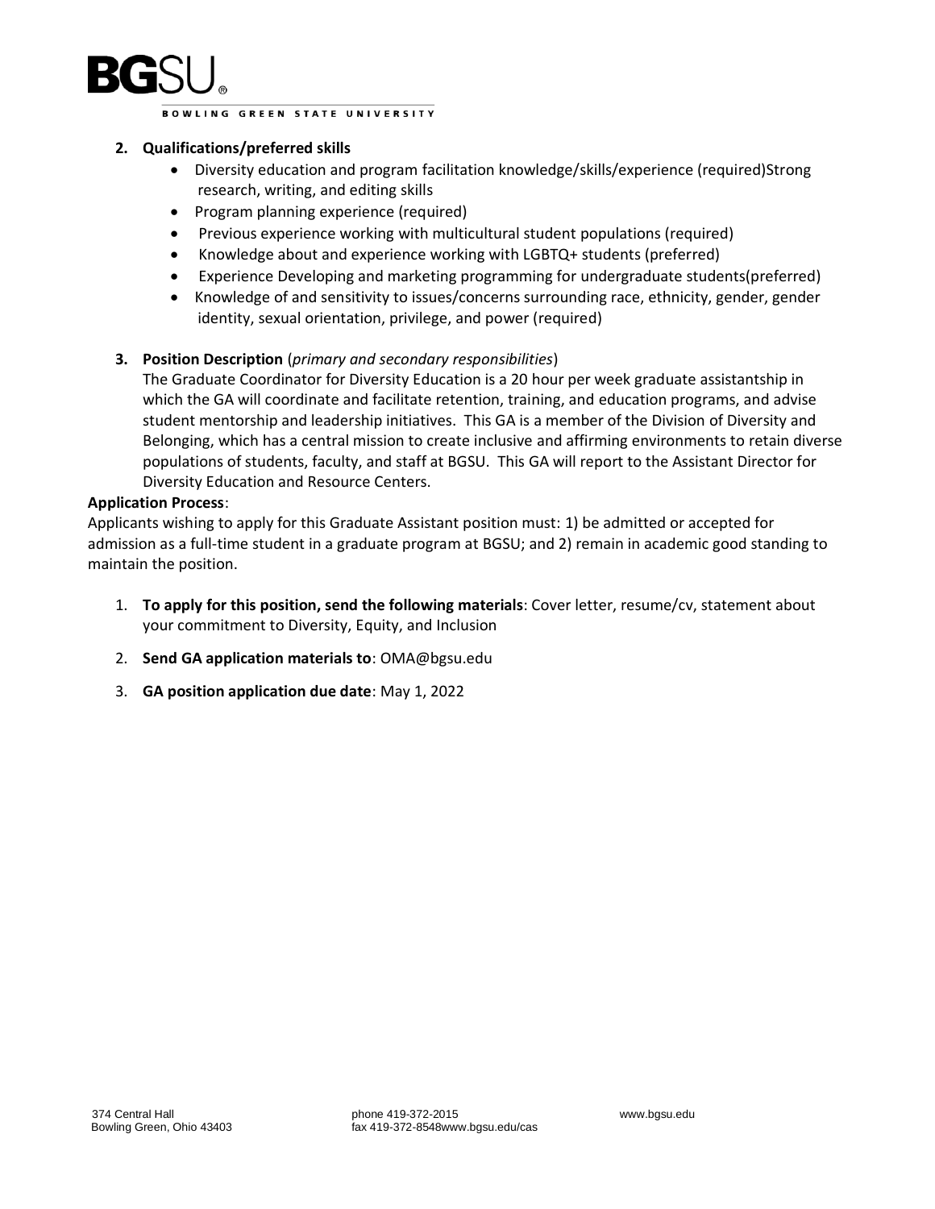**2. Qualifications/preferred skills**

- Diversity education and program facilitation knowledge/skills/experience (required)Strong research, writing, and editing skills
- Program planning experience (required)
- Previous experience working with multicultural student populations (required)
- Knowledge about and experience working with LGBTQ+ students (preferred)
- Experience Developing and marketing programming for undergraduate students(preferred)
- Knowledge of and sensitivity to issues/concerns surrounding race, ethnicity, gender, gender identity, sexual orientation, privilege, and power (required)

**3. Position Description** (*primary and secondary responsibilities*)

The Graduate Coordinator for Diversity Education is a 20 hour per week graduate assistantship in which the GA will coordinate and facilitate retention, training, and education programs, and advise student mentorship and leadership initiatives. This GA is a member of the Division of Diversity and Belonging, which has a central mission to create inclusive and affirming environments to retain diverse populations of students, faculty, and staff at BGSU. This GA will report to the Assistant Director for Diversity Education and Resource Centers.

**Application Process**:

Applicants wishing to apply for this Graduate Assistant position must: 1) be admitted or accepted for admission as a full-time student in a graduate program at BGSU; and 2) remain in academic good standing to maintain the position.

1. **To apply for this position, send the following materials**: Cover letter, resume/cv, statement about your commitment to Diversity, Equity, and Inclusion
2. **Send GA application materials to**: OMA@bgsu.edu
3. **GA position application due date**: May 1, 2022